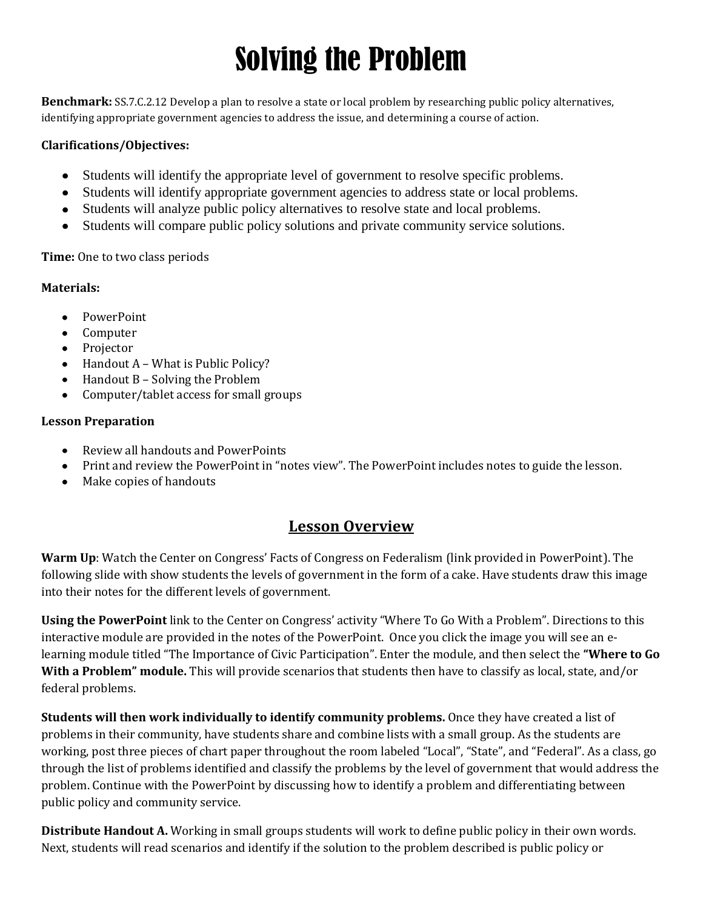# Solving the Problem

**Benchmark:** SS.7.C.2.12 Develop a plan to resolve a state or local problem by researching public policy alternatives, identifying appropriate government agencies to address the issue, and determining a course of action.

**Clarifications/Objectives:**

- Students will identify the appropriate level of government to resolve specific problems.
- Students will identify appropriate government agencies to address state or local problems.
- Students will analyze public policy alternatives to resolve state and local problems.
- Students will compare public policy solutions and private community service solutions.

**Time:** One to two class periods

**Materials:**

- PowerPoint
- Computer
- Projector
- Handout A – What is Public Policy?
- Handout B – Solving the Problem
- Computer/tablet access for small groups

**Lesson Preparation**

- Review all handouts and PowerPoints
- Print and review the PowerPoint in "notes view". The PowerPoint includes notes to guide the lesson.
- Make copies of handouts

## Lesson Overview

**Warm Up**: Watch the Center on Congress' Facts of Congress on Federalism (link provided in PowerPoint). The following slide with show students the levels of government in the form of a cake. Have students draw this image into their notes for the different levels of government.

**Using the PowerPoint** link to the Center on Congress' activity "Where To Go With a Problem". Directions to this interactive module are provided in the notes of the PowerPoint. Once you click the image you will see an e-learning module titled "The Importance of Civic Participation". Enter the module, and then select the **"Where to Go With a Problem" module.** This will provide scenarios that students then have to classify as local, state, and/or federal problems.

**Students will then work individually to identify community problems.** Once they have created a list of problems in their community, have students share and combine lists with a small group. As the students are working, post three pieces of chart paper throughout the room labeled "Local", "State", and "Federal". As a class, go through the list of problems identified and classify the problems by the level of government that would address the problem. Continue with the PowerPoint by discussing how to identify a problem and differentiating between public policy and community service.

**Distribute Handout A.** Working in small groups students will work to define public policy in their own words. Next, students will read scenarios and identify if the solution to the problem described is public policy or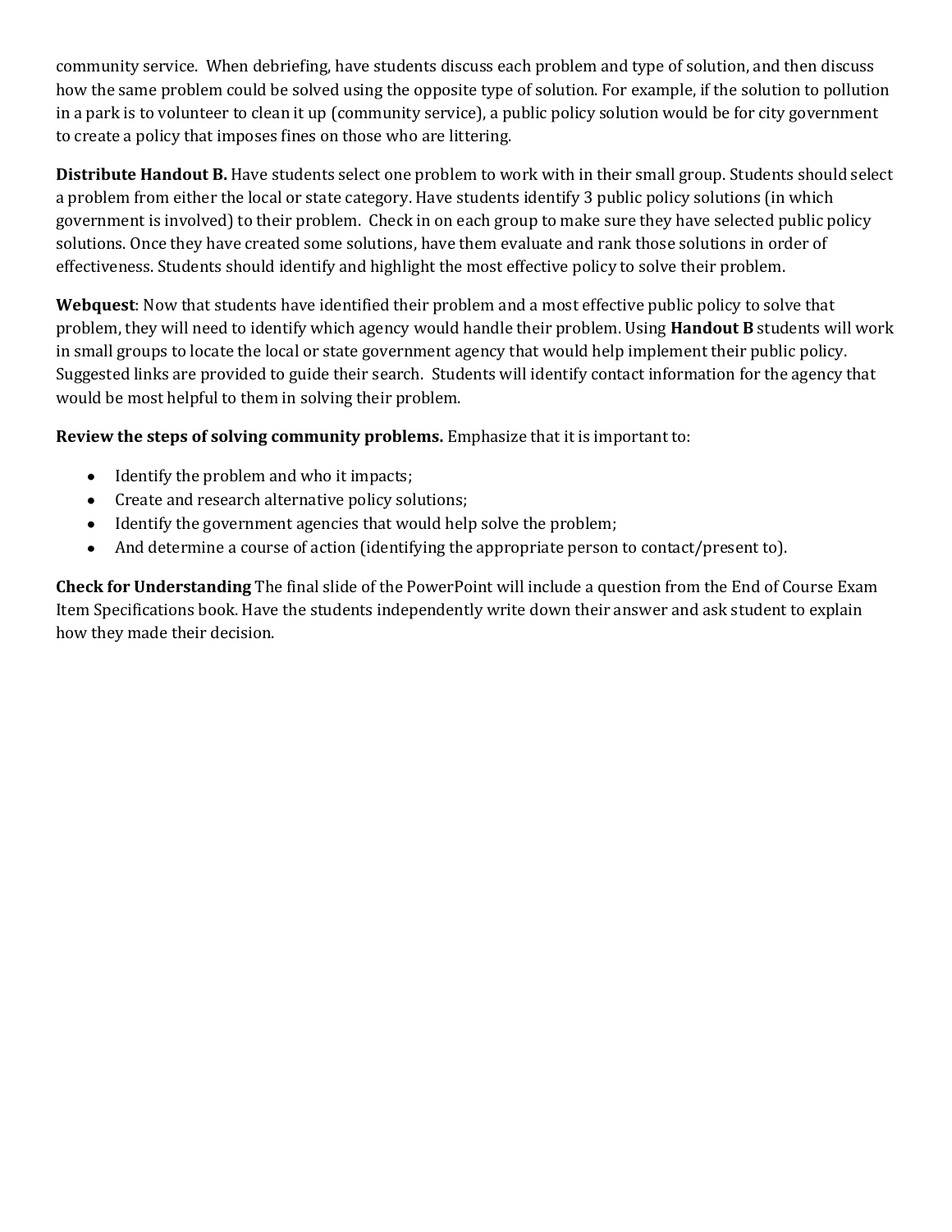community service. When debriefing, have students discuss each problem and type of solution, and then discuss how the same problem could be solved using the opposite type of solution. For example, if the solution to pollution in a park is to volunteer to clean it up (community service), a public policy solution would be for city government to create a policy that imposes fines on those who are littering.

**Distribute Handout B.** Have students select one problem to work with in their small group. Students should select a problem from either the local or state category. Have students identify 3 public policy solutions (in which government is involved) to their problem. Check in on each group to make sure they have selected public policy solutions. Once they have created some solutions, have them evaluate and rank those solutions in order of effectiveness. Students should identify and highlight the most effective policy to solve their problem.

**Webquest**: Now that students have identified their problem and a most effective public policy to solve that problem, they will need to identify which agency would handle their problem. Using **Handout B** students will work in small groups to locate the local or state government agency that would help implement their public policy. Suggested links are provided to guide their search. Students will identify contact information for the agency that would be most helpful to them in solving their problem.

**Review the steps of solving community problems.** Emphasize that it is important to:

- Identify the problem and who it impacts;
- Create and research alternative policy solutions;
- Identify the government agencies that would help solve the problem;
- And determine a course of action (identifying the appropriate person to contact/present to).

**Check for Understanding** The final slide of the PowerPoint will include a question from the End of Course Exam Item Specifications book. Have the students independently write down their answer and ask student to explain how they made their decision.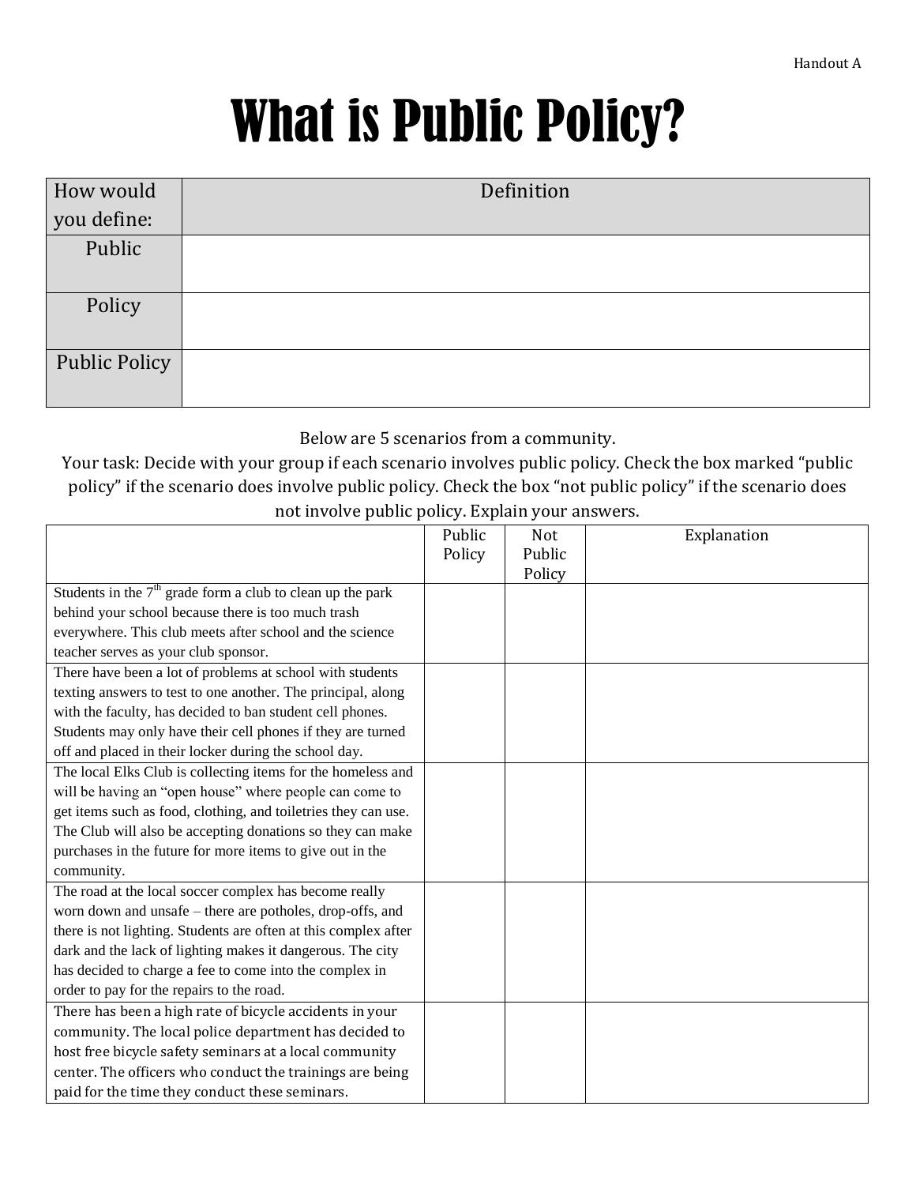# What is Public Policy?

| How would you define: | Definition |
| --- | --- |
| Public | |
| Policy | |
| Public Policy | |

Below are 5 scenarios from a community.

Your task: Decide with your group if each scenario involves public policy. Check the box marked "public policy" if the scenario does involve public policy. Check the box "not public policy" if the scenario does not involve public policy. Explain your answers.

| | Public Policy | Not Public Policy | Explanation |
| --- | --- | --- | --- |
| Students in the 7th grade form a club to clean up the park behind your school because there is too much trash everywhere. This club meets after school and the science teacher serves as your club sponsor. | | | |
| There have been a lot of problems at school with students texting answers to test to one another. The principal, along with the faculty, has decided to ban student cell phones. Students may only have their cell phones if they are turned off and placed in their locker during the school day. | | | |
| The local Elks Club is collecting items for the homeless and will be having an "open house" where people can come to get items such as food, clothing, and toiletries they can use. The Club will also be accepting donations so they can make purchases in the future for more items to give out in the community. | | | |
| The road at the local soccer complex has become really worn down and unsafe – there are potholes, drop-offs, and there is not lighting. Students are often at this complex after dark and the lack of lighting makes it dangerous. The city has decided to charge a fee to come into the complex in order to pay for the repairs to the road. | | | |
| There has been a high rate of bicycle accidents in your community. The local police department has decided to host free bicycle safety seminars at a local community center. The officers who conduct the trainings are being paid for the time they conduct these seminars. | | | |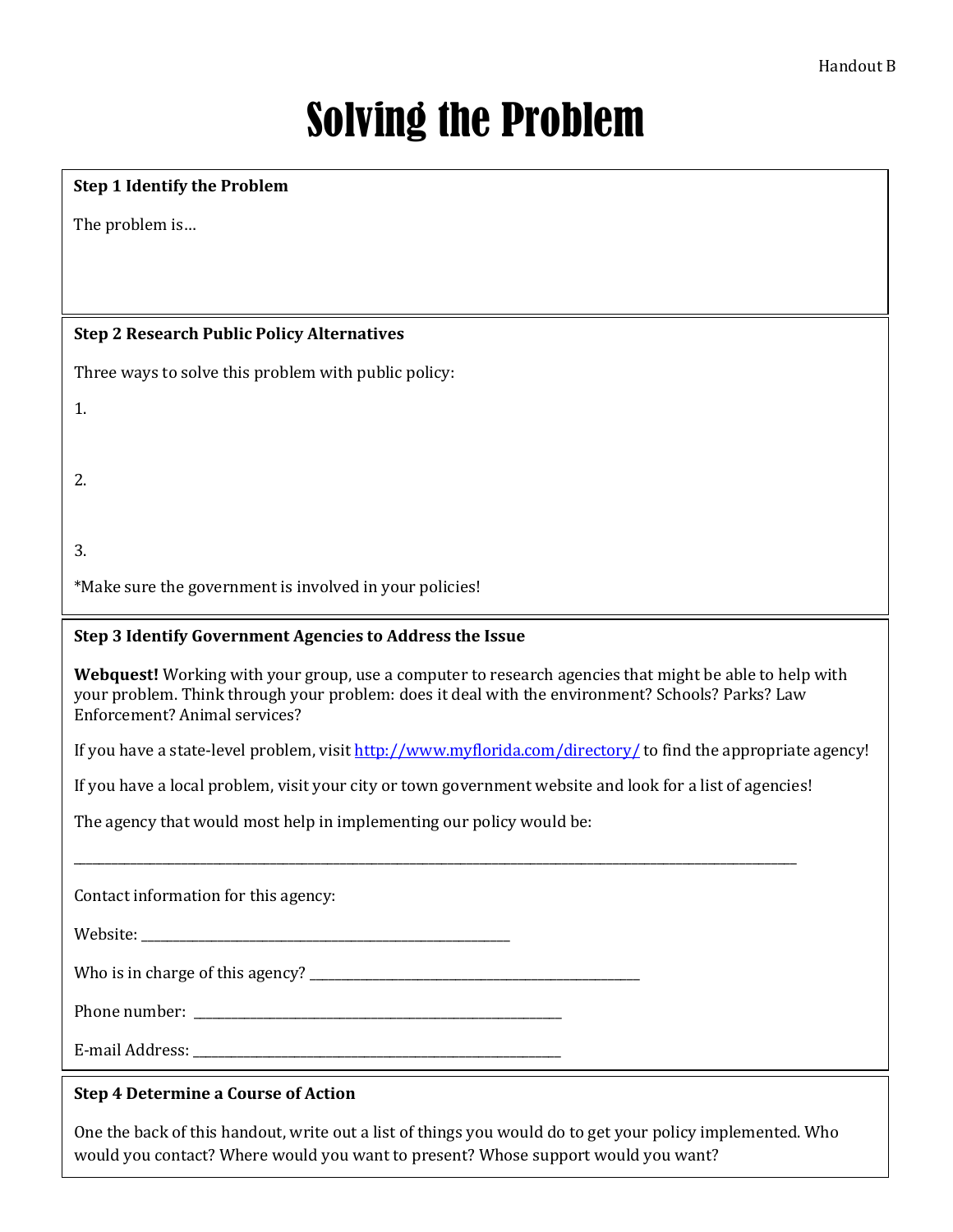Handout B

# Solving the Problem

**Step 1 Identify the Problem**

The problem is…

**Step 2 Research Public Policy Alternatives**

Three ways to solve this problem with public policy:

1.

2.

3.

*Make sure the government is involved in your policies!

**Step 3 Identify Government Agencies to Address the Issue**

**Webquest!** Working with your group, use a computer to research agencies that might be able to help with your problem. Think through your problem: does it deal with the environment? Schools? Parks? Law Enforcement? Animal services?

If you have a state-level problem, visit [http://www.myflorida.com/directory/](http://www.myflorida.com/directory/) to find the appropriate agency!

If you have a local problem, visit your city or town government website and look for a list of agencies!

The agency that would most help in implementing our policy would be:

______________________________________________________________________________

Contact information for this agency:

Website: ________________________________________________

Who is in charge of this agency? ________________________________________

Phone number: ________________________________________________

E-mail Address: ________________________________________________

**Step 4 Determine a Course of Action**

One the back of this handout, write out a list of things you would do to get your policy implemented. Who would you contact? Where would you want to present? Whose support would you want?